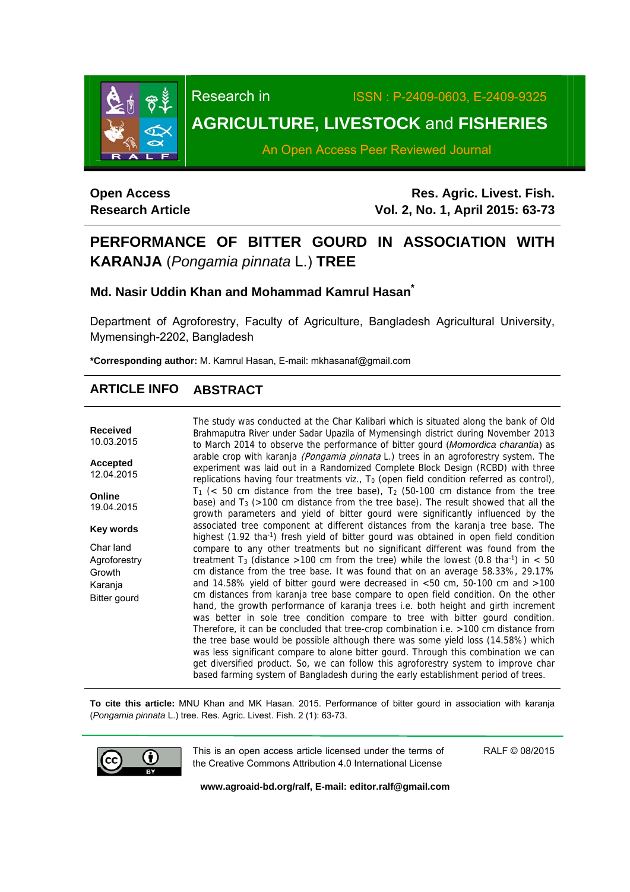Research in ISSN : P-2409-0603, E-2409-9325

**AGRICULTURE, LIVESTOCK and FISHERIES**

An Open Access Peer Reviewed Journal

**Open Access**
**Research Article**

**Res. Agric. Livest. Fish.**
**Vol. 2, No. 1, April 2015: 63-73**

# PERFORMANCE OF BITTER GOURD IN ASSOCIATION WITH KARANJA (*Pongamia pinnata* L.) TREE

### Md. Nasir Uddin Khan and Mohammad Kamrul Hasan*

Department of Agroforestry, Faculty of Agriculture, Bangladesh Agricultural University, Mymensingh-2202, Bangladesh

***Corresponding author:** M. Kamrul Hasan, E-mail: mkhasanaf@gmail.com

## ARTICLE INFO

**Received**
10.03.2015

**Accepted**
12.04.2015

**Online**
19.04.2015

**Key words**

Char land
Agroforestry
Growth
Karanja
Bitter gourd

## ABSTRACT

The study was conducted at the Char Kalibari which is situated along the bank of Old Brahmaputra River under Sadar Upazila of Mymensingh district during November 2013 to March 2014 to observe the performance of bitter gourd (*Momordica charantia*) as arable crop with karanja *(Pongamia pinnata* L.) trees in an agroforestry system. The experiment was laid out in a Randomized Complete Block Design (RCBD) with three replications having four treatments viz., $T_0$ (open field condition referred as control), $T_1$ (< 50 cm distance from the tree base), $T_2$ (50-100 cm distance from the tree base) and $T_3$ (>100 cm distance from the tree base). The result showed that all the growth parameters and yield of bitter gourd were significantly influenced by the associated tree component at different distances from the karanja tree base. The highest (1.92 $tha^{-1}$) fresh yield of bitter gourd was obtained in open field condition compare to any other treatments but no significant different was found from the treatment $T_3$ (distance >100 cm from the tree) while the lowest (0.8 $tha^{-1}$) in < 50 cm distance from the tree base. It was found that on an average 58.33%, 29.17% and 14.58% yield of bitter gourd were decreased in <50 cm, 50-100 cm and >100 cm distances from karanja tree base compare to open field condition. On the other hand, the growth performance of karanja trees i.e. both height and girth increment was better in sole tree condition compare to tree with bitter gourd condition. Therefore, it can be concluded that tree-crop combination i.e. >100 cm distance from the tree base would be possible although there was some yield loss (14.58%) which was less significant compare to alone bitter gourd. Through this combination we can get diversified product. So, we can follow this agroforestry system to improve char based farming system of Bangladesh during the early establishment period of trees.

**To cite this article:** MNU Khan and MK Hasan. 2015. Performance of bitter gourd in association with karanja (*Pongamia pinnata* L.) tree. Res. Agric. Livest. Fish. 2 (1): 63-73.

This is an open access article licensed under the terms of the Creative Commons Attribution 4.0 International License

RALF © 08/2015

**www.agroaid-bd.org/ralf, E-mail: editor.ralf@gmail.com**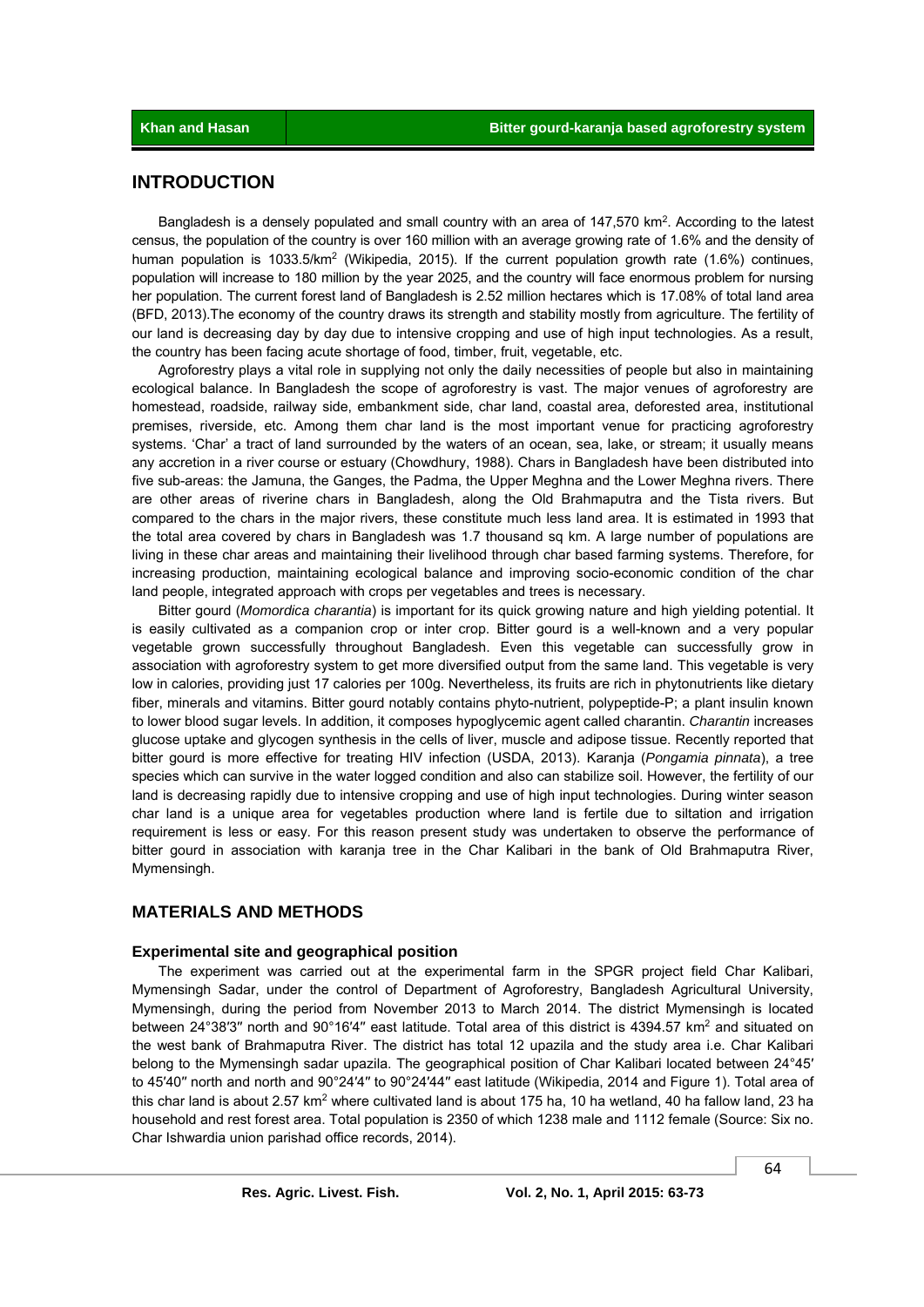## INTRODUCTION

Bangladesh is a densely populated and small country with an area of 147,570 km$^2$. According to the latest census, the population of the country is over 160 million with an average growing rate of 1.6% and the density of human population is 1033.5/km$^2$ (Wikipedia, 2015). If the current population growth rate (1.6%) continues, population will increase to 180 million by the year 2025, and the country will face enormous problem for nursing her population. The current forest land of Bangladesh is 2.52 million hectares which is 17.08% of total land area (BFD, 2013).The economy of the country draws its strength and stability mostly from agriculture. The fertility of our land is decreasing day by day due to intensive cropping and use of high input technologies. As a result, the country has been facing acute shortage of food, timber, fruit, vegetable, etc.

Agroforestry plays a vital role in supplying not only the daily necessities of people but also in maintaining ecological balance. In Bangladesh the scope of agroforestry is vast. The major venues of agroforestry are homestead, roadside, railway side, embankment side, char land, coastal area, deforested area, institutional premises, riverside, etc. Among them char land is the most important venue for practicing agroforestry systems. 'Char' a tract of land surrounded by the waters of an ocean, sea, lake, or stream; it usually means any accretion in a river course or estuary (Chowdhury, 1988). Chars in Bangladesh have been distributed into five sub-areas: the Jamuna, the Ganges, the Padma, the Upper Meghna and the Lower Meghna rivers. There are other areas of riverine chars in Bangladesh, along the Old Brahmaputra and the Tista rivers. But compared to the chars in the major rivers, these constitute much less land area. It is estimated in 1993 that the total area covered by chars in Bangladesh was 1.7 thousand sq km. A large number of populations are living in these char areas and maintaining their livelihood through char based farming systems. Therefore, for increasing production, maintaining ecological balance and improving socio-economic condition of the char land people, integrated approach with crops per vegetables and trees is necessary.

Bitter gourd (*Momordica charantia*) is important for its quick growing nature and high yielding potential. It is easily cultivated as a companion crop or inter crop. Bitter gourd is a well-known and a very popular vegetable grown successfully throughout Bangladesh. Even this vegetable can successfully grow in association with agroforestry system to get more diversified output from the same land. This vegetable is very low in calories, providing just 17 calories per 100g. Nevertheless, its fruits are rich in phytonutrients like dietary fiber, minerals and vitamins. Bitter gourd notably contains phyto-nutrient, polypeptide-P; a plant insulin known to lower blood sugar levels. In addition, it composes hypoglycemic agent called charantin. *Charantin* increases glucose uptake and glycogen synthesis in the cells of liver, muscle and adipose tissue. Recently reported that bitter gourd is more effective for treating HIV infection (USDA, 2013). Karanja (*Pongamia pinnata*), a tree species which can survive in the water logged condition and also can stabilize soil. However, the fertility of our land is decreasing rapidly due to intensive cropping and use of high input technologies. During winter season char land is a unique area for vegetables production where land is fertile due to siltation and irrigation requirement is less or easy. For this reason present study was undertaken to observe the performance of bitter gourd in association with karanja tree in the Char Kalibari in the bank of Old Brahmaputra River, Mymensingh.

## MATERIALS AND METHODS

### Experimental site and geographical position

The experiment was carried out at the experimental farm in the SPGR project field Char Kalibari, Mymensingh Sadar, under the control of Department of Agroforestry, Bangladesh Agricultural University, Mymensingh, during the period from November 2013 to March 2014. The district Mymensingh is located between 24°38′3″ north and 90°16′4″ east latitude. Total area of this district is 4394.57 km$^2$ and situated on the west bank of Brahmaputra River. The district has total 12 upazila and the study area i.e. Char Kalibari belong to the Mymensingh sadar upazila. The geographical position of Char Kalibari located between 24°45′ to 45′40″ north and north and 90°24′4″ to 90°24′44″ east latitude (Wikipedia, 2014 and Figure 1). Total area of this char land is about 2.57 km$^2$ where cultivated land is about 175 ha, 10 ha wetland, 40 ha fallow land, 23 ha household and rest forest area. Total population is 2350 of which 1238 male and 1112 female (Source: Six no. Char Ishwardia union parishad office records, 2014).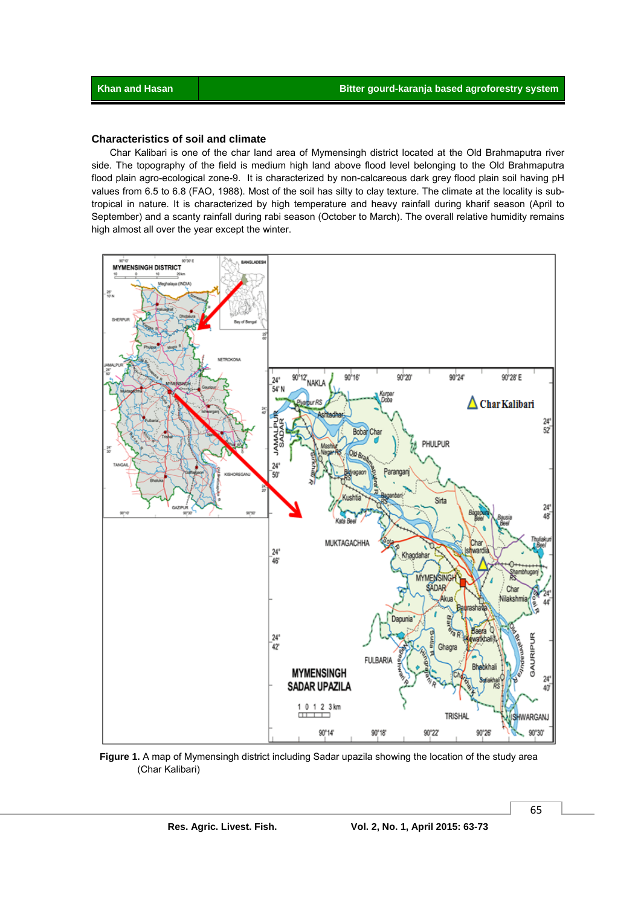### Characteristics of soil and climate

Char Kalibari is one of the char land area of Mymensingh district located at the Old Brahmaputra river side. The topography of the field is medium high land above flood level belonging to the Old Brahmaputra flood plain agro-ecological zone-9. It is characterized by non-calcareous dark grey flood plain soil having pH values from 6.5 to 6.8 (FAO, 1988). Most of the soil has silty to clay texture. The climate at the locality is sub-tropical in nature. It is characterized by high temperature and heavy rainfall during kharif season (April to September) and a scanty rainfall during rabi season (October to March). The overall relative humidity remains high almost all over the year except the winter.

**Figure 1.** A map of Mymensingh district including Sadar upazila showing the location of the study area (Char Kalibari)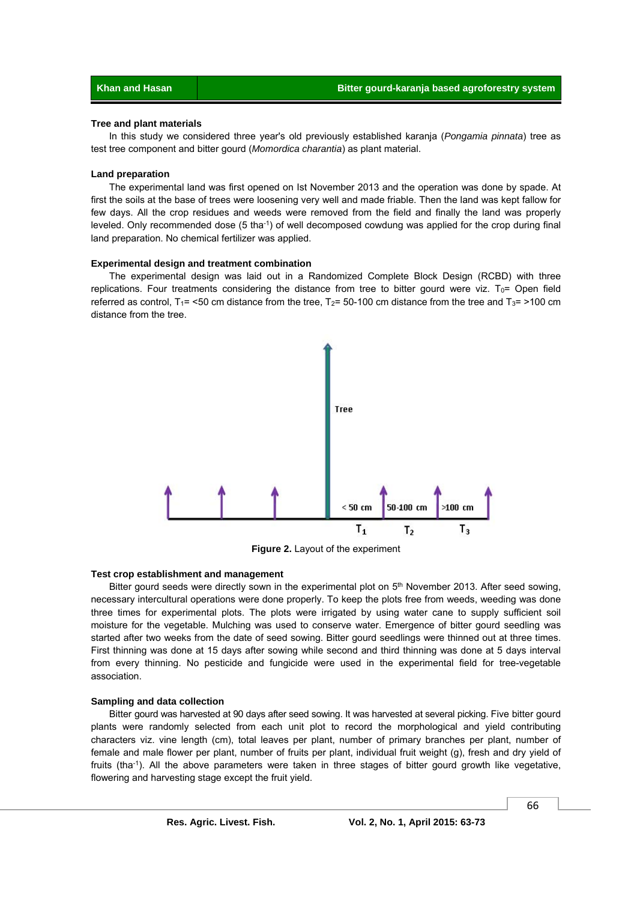### Tree and plant materials

In this study we considered three year's old previously established karanja (*Pongamia pinnata*) tree as test tree component and bitter gourd (*Momordica charantia*) as plant material.

### Land preparation

The experimental land was first opened on Ist November 2013 and the operation was done by spade. At first the soils at the base of trees were loosening very well and made friable. Then the land was kept fallow for few days. All the crop residues and weeds were removed from the field and finally the land was properly leveled. Only recommended dose (5 $tha^{-1}$) of well decomposed cowdung was applied for the crop during final land preparation. No chemical fertilizer was applied.

### Experimental design and treatment combination

The experimental design was laid out in a Randomized Complete Block Design (RCBD) with three replications. Four treatments considering the distance from tree to bitter gourd were viz. $T_0$= Open field referred as control, $T_1$= <50 cm distance from the tree, $T_2$= 50-100 cm distance from the tree and $T_3$= >100 cm distance from the tree.

**Figure 2.** Layout of the experiment

### Test crop establishment and management

Bitter gourd seeds were directly sown in the experimental plot on 5th November 2013. After seed sowing, necessary intercultural operations were done properly. To keep the plots free from weeds, weeding was done three times for experimental plots. The plots were irrigated by using water cane to supply sufficient soil moisture for the vegetable. Mulching was used to conserve water. Emergence of bitter gourd seedling was started after two weeks from the date of seed sowing. Bitter gourd seedlings were thinned out at three times. First thinning was done at 15 days after sowing while second and third thinning was done at 5 days interval from every thinning. No pesticide and fungicide were used in the experimental field for tree-vegetable association.

### Sampling and data collection

Bitter gourd was harvested at 90 days after seed sowing. It was harvested at several picking. Five bitter gourd plants were randomly selected from each unit plot to record the morphological and yield contributing characters viz. vine length (cm), total leaves per plant, number of primary branches per plant, number of female and male flower per plant, number of fruits per plant, individual fruit weight (g), fresh and dry yield of fruits ($tha^{-1}$). All the above parameters were taken in three stages of bitter gourd growth like vegetative, flowering and harvesting stage except the fruit yield.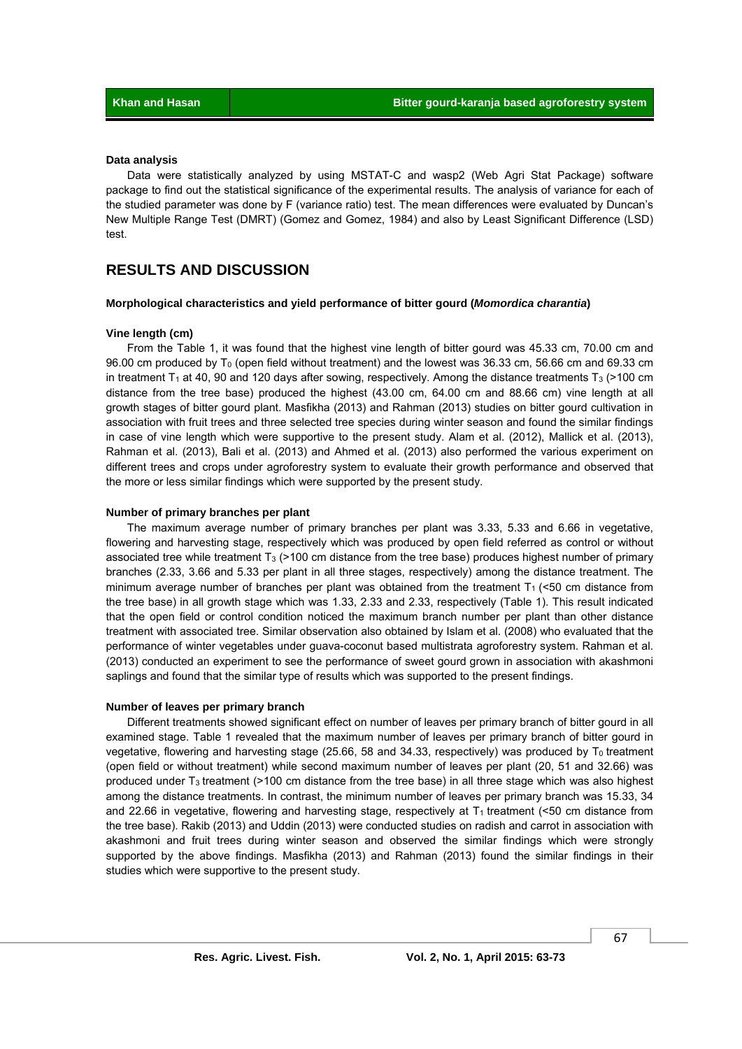**Data analysis**

Data were statistically analyzed by using MSTAT-C and wasp2 (Web Agri Stat Package) software package to find out the statistical significance of the experimental results. The analysis of variance for each of the studied parameter was done by F (variance ratio) test. The mean differences were evaluated by Duncan's New Multiple Range Test (DMRT) (Gomez and Gomez, 1984) and also by Least Significant Difference (LSD) test.

## RESULTS AND DISCUSSION

**Morphological characteristics and yield performance of bitter gourd (*Momordica charantia*)**

**Vine length (cm)**

From the Table 1, it was found that the highest vine length of bitter gourd was 45.33 cm, 70.00 cm and 96.00 cm produced by $T_0$ (open field without treatment) and the lowest was 36.33 cm, 56.66 cm and 69.33 cm in treatment $T_1$ at 40, 90 and 120 days after sowing, respectively. Among the distance treatments $T_3$ (>100 cm distance from the tree base) produced the highest (43.00 cm, 64.00 cm and 88.66 cm) vine length at all growth stages of bitter gourd plant. Masfikha (2013) and Rahman (2013) studies on bitter gourd cultivation in association with fruit trees and three selected tree species during winter season and found the similar findings in case of vine length which were supportive to the present study. Alam et al. (2012), Mallick et al. (2013), Rahman et al. (2013), Bali et al. (2013) and Ahmed et al. (2013) also performed the various experiment on different trees and crops under agroforestry system to evaluate their growth performance and observed that the more or less similar findings which were supported by the present study.

**Number of primary branches per plant**

The maximum average number of primary branches per plant was 3.33, 5.33 and 6.66 in vegetative, flowering and harvesting stage, respectively which was produced by open field referred as control or without associated tree while treatment $T_3$ (>100 cm distance from the tree base) produces highest number of primary branches (2.33, 3.66 and 5.33 per plant in all three stages, respectively) among the distance treatment. The minimum average number of branches per plant was obtained from the treatment $T_1$ (<50 cm distance from the tree base) in all growth stage which was 1.33, 2.33 and 2.33, respectively (Table 1). This result indicated that the open field or control condition noticed the maximum branch number per plant than other distance treatment with associated tree. Similar observation also obtained by Islam et al. (2008) who evaluated that the performance of winter vegetables under guava-coconut based multistrata agroforestry system. Rahman et al. (2013) conducted an experiment to see the performance of sweet gourd grown in association with akashmoni saplings and found that the similar type of results which was supported to the present findings.

**Number of leaves per primary branch**

Different treatments showed significant effect on number of leaves per primary branch of bitter gourd in all examined stage. Table 1 revealed that the maximum number of leaves per primary branch of bitter gourd in vegetative, flowering and harvesting stage (25.66, 58 and 34.33, respectively) was produced by $T_0$ treatment (open field or without treatment) while second maximum number of leaves per plant (20, 51 and 32.66) was produced under $T_3$ treatment (>100 cm distance from the tree base) in all three stage which was also highest among the distance treatments. In contrast, the minimum number of leaves per primary branch was 15.33, 34 and 22.66 in vegetative, flowering and harvesting stage, respectively at $T_1$ treatment (<50 cm distance from the tree base). Rakib (2013) and Uddin (2013) were conducted studies on radish and carrot in association with akashmoni and fruit trees during winter season and observed the similar findings which were strongly supported by the above findings. Masfikha (2013) and Rahman (2013) found the similar findings in their studies which were supportive to the present study.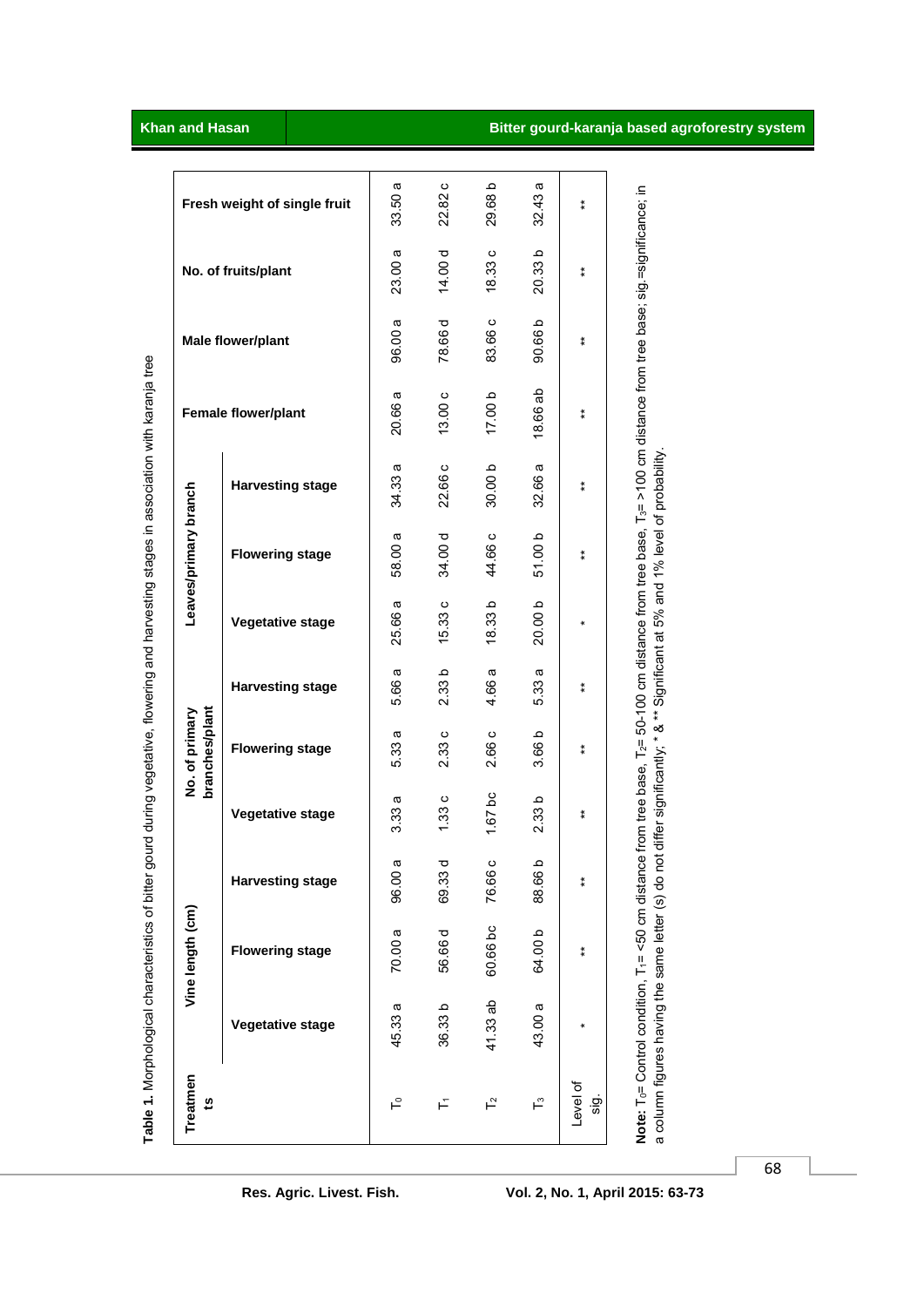**Table 1.** Morphological characteristics of bitter gourd during vegetative, flowering and harvesting stages in association with karanja tree

| Treatments | Vine length (cm) | | | No. of primary branches/plant | | | Leaves/primary branch | | | Female flower/plant | Male flower/plant | No. of fruits/plant | Fresh weight of single fruit |
|---|---|---|---|---|---|---|---|---|---|---|---|---|---|
| | Vegetative stage | Flowering stage | Harvesting stage | Vegetative stage | Flowering stage | Harvesting stage | Vegetative stage | Flowering stage | Harvesting stage | | | | |
| $T_0$ | 45.33 a | 70.00 a | 96.00 a | 3.33 a | 5.33 a | 5.66 a | 25.66 a | 58.00 a | 34.33 a | 20.66 a | 96.00 a | 23.00 a | 33.50 a |
| $T_1$ | 36.33 b | 56.66 d | 69.33 d | 1.33 c | 2.33 c | 2.33 b | 15.33 c | 34.00 d | 22.66 c | 13.00 c | 78.66 d | 14.00 d | 22.82 c |
| $T_2$ | 41.33 ab | 60.66 bc | 76.66 c | 1.67 bc | 2.66 c | 4.66 a | 18.33 b | 44.66 c | 30.00 b | 17.00 b | 83.66 c | 18.33 c | 29.68 b |
| $T_3$ | 43.00 a | 64.00 b | 88.66 b | 2.33 b | 3.66 b | 5.33 a | 20.00 b | 51.00 b | 32.66 a | 18.66 ab | 90.66 b | 20.33 b | 32.43 a |
| Level of sig. | * | ** | ** | ** | ** | ** | * | ** | ** | ** | ** | ** | ** |

**Note:** $T_0$= Control condition, $T_1$= <50 cm distance from tree base, $T_2$= 50-100 cm distance from tree base, $T_3$= >100 cm distance from tree base; sig.=significance; in a column figures having the same letter (s) do not differ significantly; * & ** Significant at 5% and 1% level of probability.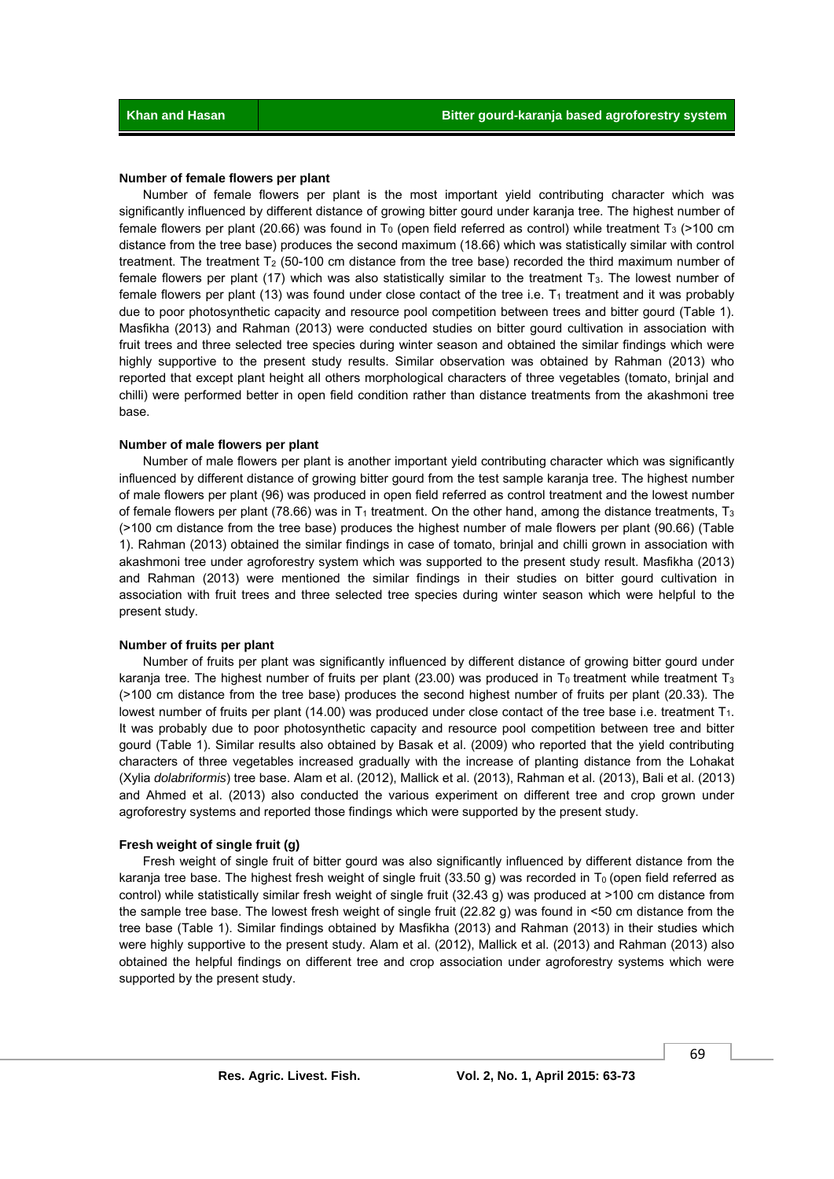### Number of female flowers per plant

Number of female flowers per plant is the most important yield contributing character which was significantly influenced by different distance of growing bitter gourd under karanja tree. The highest number of female flowers per plant (20.66) was found in $T_0$ (open field referred as control) while treatment $T_3$ (>100 cm distance from the tree base) produces the second maximum (18.66) which was statistically similar with control treatment. The treatment $T_2$ (50-100 cm distance from the tree base) recorded the third maximum number of female flowers per plant (17) which was also statistically similar to the treatment $T_3$. The lowest number of female flowers per plant (13) was found under close contact of the tree i.e. $T_1$ treatment and it was probably due to poor photosynthetic capacity and resource pool competition between trees and bitter gourd (Table 1). Masfikha (2013) and Rahman (2013) were conducted studies on bitter gourd cultivation in association with fruit trees and three selected tree species during winter season and obtained the similar findings which were highly supportive to the present study results. Similar observation was obtained by Rahman (2013) who reported that except plant height all others morphological characters of three vegetables (tomato, brinjal and chilli) were performed better in open field condition rather than distance treatments from the akashmoni tree base.

### Number of male flowers per plant

Number of male flowers per plant is another important yield contributing character which was significantly influenced by different distance of growing bitter gourd from the test sample karanja tree. The highest number of male flowers per plant (96) was produced in open field referred as control treatment and the lowest number of female flowers per plant (78.66) was in $T_1$ treatment. On the other hand, among the distance treatments, $T_3$ (>100 cm distance from the tree base) produces the highest number of male flowers per plant (90.66) (Table 1). Rahman (2013) obtained the similar findings in case of tomato, brinjal and chilli grown in association with akashmoni tree under agroforestry system which was supported to the present study result. Masfikha (2013) and Rahman (2013) were mentioned the similar findings in their studies on bitter gourd cultivation in association with fruit trees and three selected tree species during winter season which were helpful to the present study.

### Number of fruits per plant

Number of fruits per plant was significantly influenced by different distance of growing bitter gourd under karanja tree. The highest number of fruits per plant (23.00) was produced in $T_0$ treatment while treatment $T_3$ (>100 cm distance from the tree base) produces the second highest number of fruits per plant (20.33). The lowest number of fruits per plant (14.00) was produced under close contact of the tree base i.e. treatment $T_1$. It was probably due to poor photosynthetic capacity and resource pool competition between tree and bitter gourd (Table 1). Similar results also obtained by Basak et al. (2009) who reported that the yield contributing characters of three vegetables increased gradually with the increase of planting distance from the Lohakat (Xylia *dolabriformis*) tree base. Alam et al. (2012), Mallick et al. (2013), Rahman et al. (2013), Bali et al. (2013) and Ahmed et al. (2013) also conducted the various experiment on different tree and crop grown under agroforestry systems and reported those findings which were supported by the present study.

### Fresh weight of single fruit (g)

Fresh weight of single fruit of bitter gourd was also significantly influenced by different distance from the karanja tree base. The highest fresh weight of single fruit (33.50 g) was recorded in $T_0$ (open field referred as control) while statistically similar fresh weight of single fruit (32.43 g) was produced at >100 cm distance from the sample tree base. The lowest fresh weight of single fruit (22.82 g) was found in <50 cm distance from the tree base (Table 1). Similar findings obtained by Masfikha (2013) and Rahman (2013) in their studies which were highly supportive to the present study. Alam et al. (2012), Mallick et al. (2013) and Rahman (2013) also obtained the helpful findings on different tree and crop association under agroforestry systems which were supported by the present study.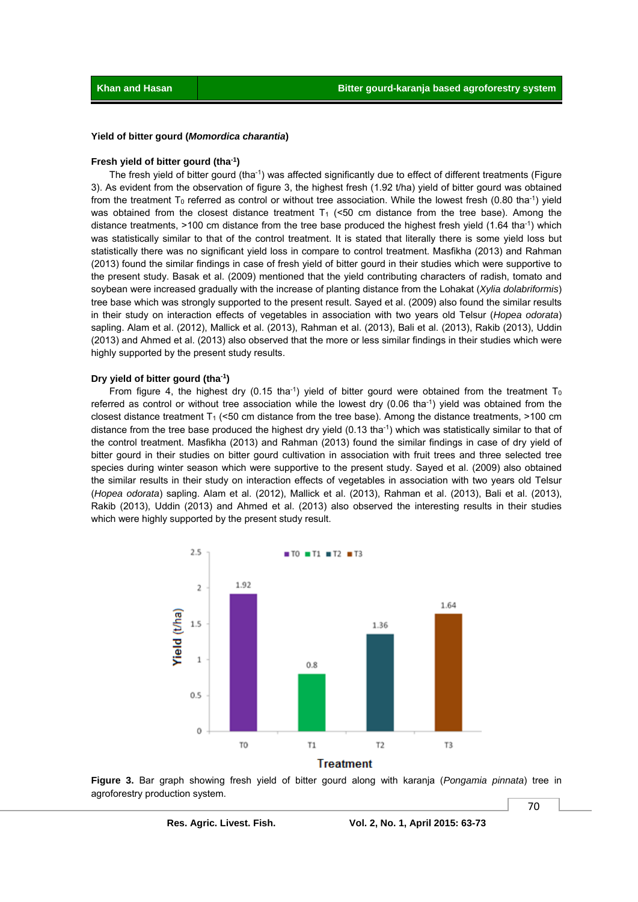### Yield of bitter gourd (*Momordica charantia*)

#### Fresh yield of bitter gourd ($tha^{-1}$)

The fresh yield of bitter gourd ($tha^{-1}$) was affected significantly due to effect of different treatments (Figure 3). As evident from the observation of figure 3, the highest fresh (1.92 t/ha) yield of bitter gourd was obtained from the treatment $T_0$ referred as control or without tree association. While the lowest fresh (0.80 $tha^{-1}$) yield was obtained from the closest distance treatment $T_1$ (<50 cm distance from the tree base). Among the distance treatments, >100 cm distance from the tree base produced the highest fresh yield (1.64 $tha^{-1}$) which was statistically similar to that of the control treatment. It is stated that literally there is some yield loss but statistically there was no significant yield loss in compare to control treatment. Masfikha (2013) and Rahman (2013) found the similar findings in case of fresh yield of bitter gourd in their studies which were supportive to the present study. Basak et al. (2009) mentioned that the yield contributing characters of radish, tomato and soybean were increased gradually with the increase of planting distance from the Lohakat (*Xylia dolabriformis*) tree base which was strongly supported to the present result. Sayed et al. (2009) also found the similar results in their study on interaction effects of vegetables in association with two years old Telsur (*Hopea odorata*) sapling. Alam et al. (2012), Mallick et al. (2013), Rahman et al. (2013), Bali et al. (2013), Rakib (2013), Uddin (2013) and Ahmed et al. (2013) also observed that the more or less similar findings in their studies which were highly supported by the present study results.

#### Dry yield of bitter gourd ($tha^{-1}$)

From figure 4, the highest dry (0.15 $tha^{-1}$) yield of bitter gourd were obtained from the treatment $T_0$ referred as control or without tree association while the lowest dry (0.06 $tha^{-1}$) yield was obtained from the closest distance treatment $T_1$ (<50 cm distance from the tree base). Among the distance treatments, >100 cm distance from the tree base produced the highest dry yield (0.13 $tha^{-1}$) which was statistically similar to that of the control treatment. Masfikha (2013) and Rahman (2013) found the similar findings in case of dry yield of bitter gourd in their studies on bitter gourd cultivation in association with fruit trees and three selected tree species during winter season which were supportive to the present study. Sayed et al. (2009) also obtained the similar results in their study on interaction effects of vegetables in association with two years old Telsur (*Hopea odorata*) sapling. Alam et al. (2012), Mallick et al. (2013), Rahman et al. (2013), Bali et al. (2013), Rakib (2013), Uddin (2013) and Ahmed et al. (2013) also observed the interesting results in their studies which were highly supported by the present study result.

**Figure 3.** Bar graph showing fresh yield of bitter gourd along with karanja (*Pongamia pinnata*) tree in agroforestry production system.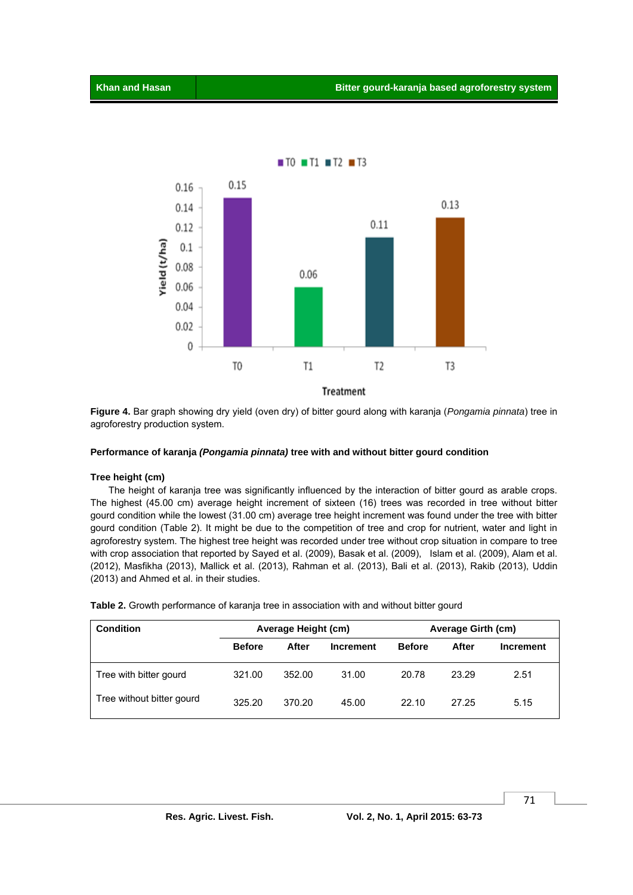**Figure 4.** Bar graph showing dry yield (oven dry) of bitter gourd along with karanja (*Pongamia pinnata*) tree in agroforestry production system.

**Performance of karanja *(Pongamia pinnata)* tree with and without bitter gourd condition**

**Tree height (cm)**

The height of karanja tree was significantly influenced by the interaction of bitter gourd as arable crops. The highest (45.00 cm) average height increment of sixteen (16) trees was recorded in tree without bitter gourd condition while the lowest (31.00 cm) average tree height increment was found under the tree with bitter gourd condition (Table 2). It might be due to the competition of tree and crop for nutrient, water and light in agroforestry system. The highest tree height was recorded under tree without crop situation in compare to tree with crop association that reported by Sayed et al. (2009), Basak et al. (2009), Islam et al. (2009), Alam et al. (2012), Masfikha (2013), Mallick et al. (2013), Rahman et al. (2013), Bali et al. (2013), Rakib (2013), Uddin (2013) and Ahmed et al. in their studies.

**Table 2.** Growth performance of karanja tree in association with and without bitter gourd

| Condition | Average Height (cm) | | | Average Girth (cm) | | |
|---|---|---|---|---|---|---|
| | Before | After | Increment | Before | After | Increment |
| Tree with bitter gourd | 321.00 | 352.00 | 31.00 | 20.78 | 23.29 | 2.51 |
| Tree without bitter gourd | 325.20 | 370.20 | 45.00 | 22.10 | 27.25 | 5.15 |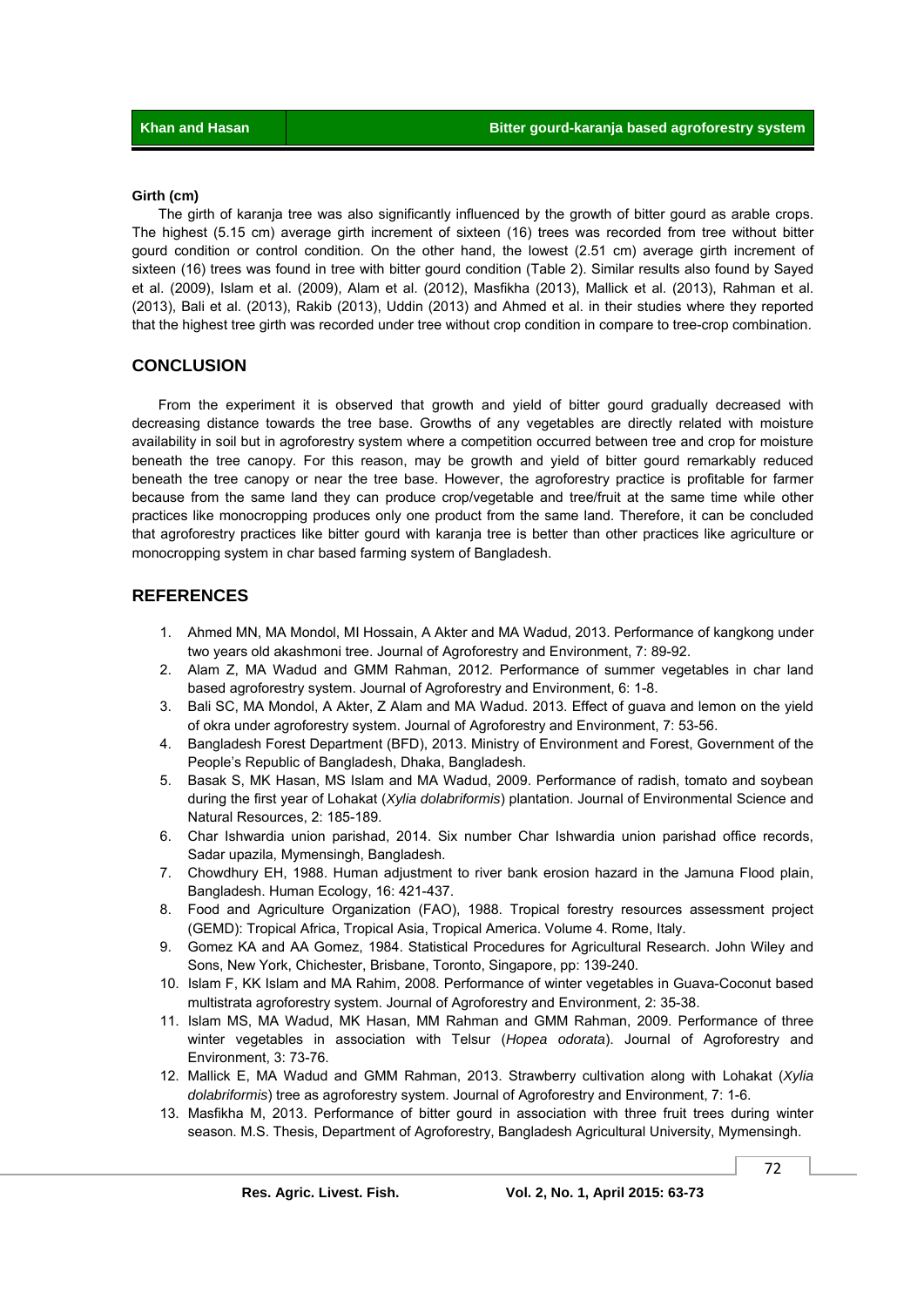**Girth (cm)**

The girth of karanja tree was also significantly influenced by the growth of bitter gourd as arable crops. The highest (5.15 cm) average girth increment of sixteen (16) trees was recorded from tree without bitter gourd condition or control condition. On the other hand, the lowest (2.51 cm) average girth increment of sixteen (16) trees was found in tree with bitter gourd condition (Table 2). Similar results also found by Sayed et al. (2009), Islam et al. (2009), Alam et al. (2012), Masfikha (2013), Mallick et al. (2013), Rahman et al. (2013), Bali et al. (2013), Rakib (2013), Uddin (2013) and Ahmed et al. in their studies where they reported that the highest tree girth was recorded under tree without crop condition in compare to tree-crop combination.

## CONCLUSION

From the experiment it is observed that growth and yield of bitter gourd gradually decreased with decreasing distance towards the tree base. Growths of any vegetables are directly related with moisture availability in soil but in agroforestry system where a competition occurred between tree and crop for moisture beneath the tree canopy. For this reason, may be growth and yield of bitter gourd remarkably reduced beneath the tree canopy or near the tree base. However, the agroforestry practice is profitable for farmer because from the same land they can produce crop/vegetable and tree/fruit at the same time while other practices like monocropping produces only one product from the same land. Therefore, it can be concluded that agroforestry practices like bitter gourd with karanja tree is better than other practices like agriculture or monocropping system in char based farming system of Bangladesh.

## REFERENCES

1. Ahmed MN, MA Mondol, MI Hossain, A Akter and MA Wadud, 2013. Performance of kangkong under two years old akashmoni tree. Journal of Agroforestry and Environment, 7: 89-92.
2. Alam Z, MA Wadud and GMM Rahman, 2012. Performance of summer vegetables in char land based agroforestry system. Journal of Agroforestry and Environment, 6: 1-8.
3. Bali SC, MA Mondol, A Akter, Z Alam and MA Wadud. 2013. Effect of guava and lemon on the yield of okra under agroforestry system. Journal of Agroforestry and Environment, 7: 53-56.
4. Bangladesh Forest Department (BFD), 2013. Ministry of Environment and Forest, Government of the People's Republic of Bangladesh, Dhaka, Bangladesh.
5. Basak S, MK Hasan, MS Islam and MA Wadud, 2009. Performance of radish, tomato and soybean during the first year of Lohakat (*Xylia dolabriformis*) plantation. Journal of Environmental Science and Natural Resources, 2: 185-189.
6. Char Ishwardia union parishad, 2014. Six number Char Ishwardia union parishad office records, Sadar upazila, Mymensingh, Bangladesh.
7. Chowdhury EH, 1988. Human adjustment to river bank erosion hazard in the Jamuna Flood plain, Bangladesh. Human Ecology, 16: 421-437.
8. Food and Agriculture Organization (FAO), 1988. Tropical forestry resources assessment project (GEMD): Tropical Africa, Tropical Asia, Tropical America. Volume 4. Rome, Italy.
9. Gomez KA and AA Gomez, 1984. Statistical Procedures for Agricultural Research. John Wiley and Sons, New York, Chichester, Brisbane, Toronto, Singapore, pp: 139-240.
10. Islam F, KK Islam and MA Rahim, 2008. Performance of winter vegetables in Guava-Coconut based multistrata agroforestry system. Journal of Agroforestry and Environment, 2: 35-38.
11. Islam MS, MA Wadud, MK Hasan, MM Rahman and GMM Rahman, 2009. Performance of three winter vegetables in association with Telsur (*Hopea odorata*). Journal of Agroforestry and Environment, 3: 73-76.
12. Mallick E, MA Wadud and GMM Rahman, 2013. Strawberry cultivation along with Lohakat (*Xylia dolabriformis*) tree as agroforestry system. Journal of Agroforestry and Environment, 7: 1-6.
13. Masfikha M, 2013. Performance of bitter gourd in association with three fruit trees during winter season. M.S. Thesis, Department of Agroforestry, Bangladesh Agricultural University, Mymensingh.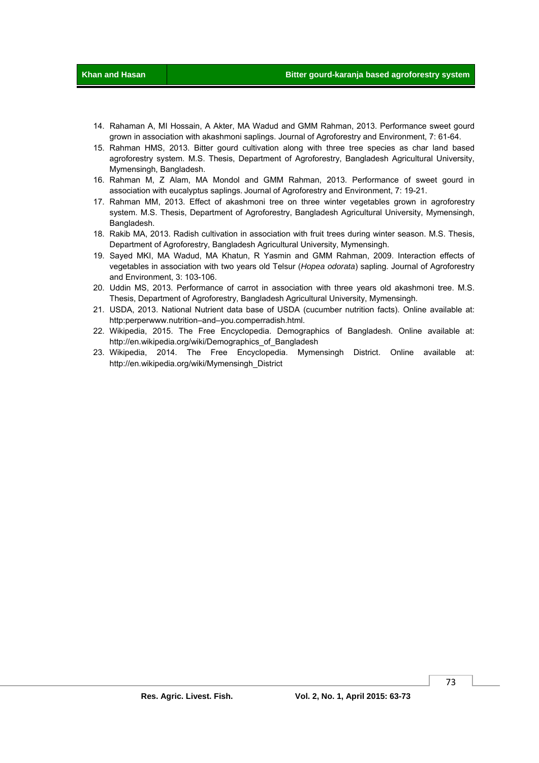14. Rahaman A, MI Hossain, A Akter, MA Wadud and GMM Rahman, 2013. Performance sweet gourd grown in association with akashmoni saplings. Journal of Agroforestry and Environment, 7: 61-64.
15. Rahman HMS, 2013. Bitter gourd cultivation along with three tree species as char land based agroforestry system. M.S. Thesis, Department of Agroforestry, Bangladesh Agricultural University, Mymensingh, Bangladesh.
16. Rahman M, Z Alam, MA Mondol and GMM Rahman, 2013. Performance of sweet gourd in association with eucalyptus saplings. Journal of Agroforestry and Environment, 7: 19-21.
17. Rahman MM, 2013. Effect of akashmoni tree on three winter vegetables grown in agroforestry system. M.S. Thesis, Department of Agroforestry, Bangladesh Agricultural University, Mymensingh, Bangladesh.
18. Rakib MA, 2013. Radish cultivation in association with fruit trees during winter season. M.S. Thesis, Department of Agroforestry, Bangladesh Agricultural University, Mymensingh.
19. Sayed MKI, MA Wadud, MA Khatun, R Yasmin and GMM Rahman, 2009. Interaction effects of vegetables in association with two years old Telsur (*Hopea odorata*) sapling. Journal of Agroforestry and Environment, 3: 103-106.
20. Uddin MS, 2013. Performance of carrot in association with three years old akashmoni tree. M.S. Thesis, Department of Agroforestry, Bangladesh Agricultural University, Mymensingh.
21. USDA, 2013. National Nutrient data base of USDA (cucumber nutrition facts). Online available at: http:perperwww.nutrition–and–you.comperradish.html.
22. Wikipedia, 2015. The Free Encyclopedia. Demographics of Bangladesh. Online available at: http://en.wikipedia.org/wiki/Demographics_of_Bangladesh
23. Wikipedia, 2014. The Free Encyclopedia. Mymensingh District. Online available at: http://en.wikipedia.org/wiki/Mymensingh_District